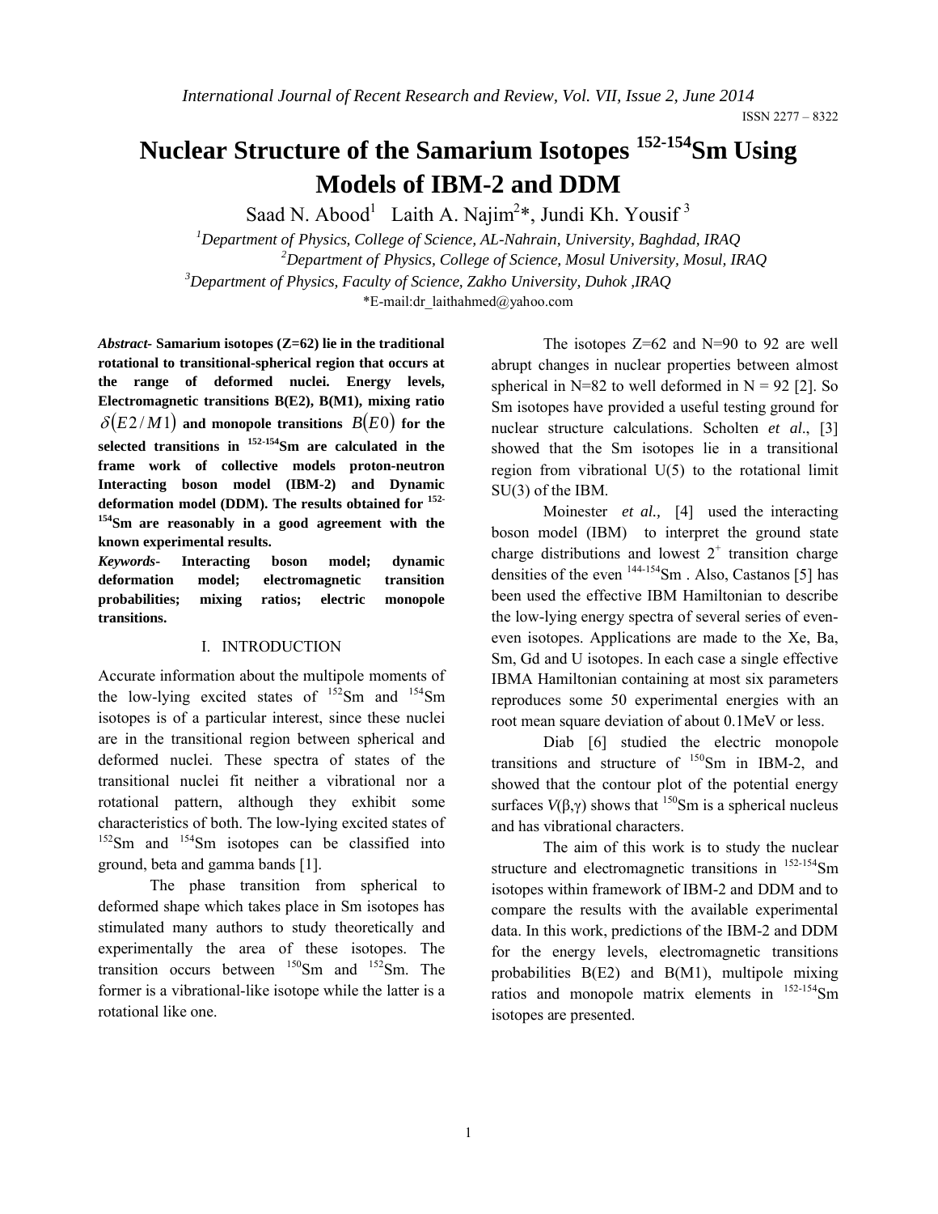# Nuclear Structure of the Samarium Isotopes $^{152-154}$Sm Using Models of IBM-2 and DDM

Saad N. Abood[1] Laith A. Najim[2]*, Jundi Kh. Yousif [3]

[1]*Department of Physics, College of Science, AL-Nahrain, University, Baghdad, IRAQ*

[2]*Department of Physics, College of Science, Mosul University, Mosul, IRAQ*

[3]*Department of Physics, Faculty of Science, Zakho University, Duhok ,IRAQ*

*E-mail:dr_laithahmed@yahoo.com

***Abstract-*** **Samarium isotopes (Z=62) lie in the traditional rotational to transitional-spherical region that occurs at the range of deformed nuclei. Energy levels, Electromagnetic transitions B(E2), B(M1), mixing ratio $\delta(E2/M1)$ and monopole transitions $B(E0)$ for the selected transitions in $^{152-154}$Sm are calculated in the frame work of collective models proton-neutron Interacting boson model (IBM-2) and Dynamic deformation model (DDM). The results obtained for $^{152-154}$Sm are reasonably in a good agreement with the known experimental results.**

***Keywords-*** **Interacting boson model; dynamic deformation model; electromagnetic transition probabilities; mixing ratios; electric monopole transitions.**

## I. INTRODUCTION

Accurate information about the multipole moments of the low-lying excited states of $^{152}$Sm and $^{154}$Sm isotopes is of a particular interest, since these nuclei are in the transitional region between spherical and deformed nuclei. These spectra of states of the transitional nuclei fit neither a vibrational nor a rotational pattern, although they exhibit some characteristics of both. The low-lying excited states of $^{152}$Sm and $^{154}$Sm isotopes can be classified into ground, beta and gamma bands [1].

The phase transition from spherical to deformed shape which takes place in Sm isotopes has stimulated many authors to study theoretically and experimentally the area of these isotopes. The transition occurs between $^{150}$Sm and $^{152}$Sm. The former is a vibrational-like isotope while the latter is a rotational like one.

The isotopes Z=62 and N=90 to 92 are well abrupt changes in nuclear properties between almost spherical in N=82 to well deformed in N = 92 [2]. So Sm isotopes have provided a useful testing ground for nuclear structure calculations. Scholten *et al*., [3] showed that the Sm isotopes lie in a transitional region from vibrational U(5) to the rotational limit SU(3) of the IBM.

Moinester *et al.,* [4] used the interacting boson model (IBM) to interpret the ground state charge distributions and lowest $2^+$ transition charge densities of the even $^{144-154}$Sm . Also, Castanos [5] has been used the effective IBM Hamiltonian to describe the low-lying energy spectra of several series of even-even isotopes. Applications are made to the Xe, Ba, Sm, Gd and U isotopes. In each case a single effective IBMA Hamiltonian containing at most six parameters reproduces some 50 experimental energies with an root mean square deviation of about 0.1MeV or less.

Diab [6] studied the electric monopole transitions and structure of $^{150}$Sm in IBM-2, and showed that the contour plot of the potential energy surfaces *V*(β,γ) shows that $^{150}$Sm is a spherical nucleus and has vibrational characters.

The aim of this work is to study the nuclear structure and electromagnetic transitions in $^{152-154}$Sm isotopes within framework of IBM-2 and DDM and to compare the results with the available experimental data. In this work, predictions of the IBM-2 and DDM for the energy levels, electromagnetic transitions probabilities B(E2) and B(M1), multipole mixing ratios and monopole matrix elements in $^{152-154}$Sm isotopes are presented.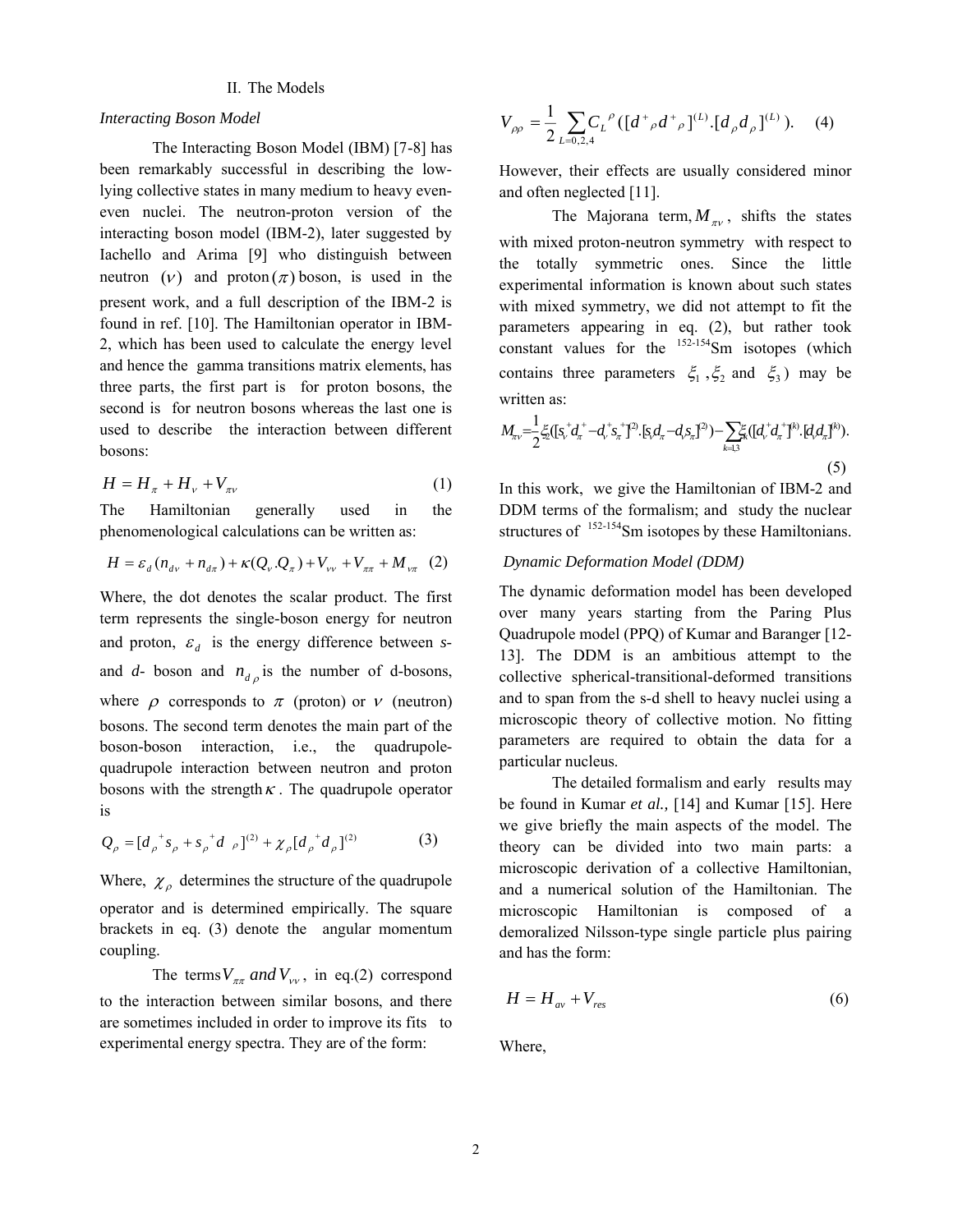## II. The Models

### *Interacting Boson Model*

The Interacting Boson Model (IBM) [7-8] has been remarkably successful in describing the low-lying collective states in many medium to heavy even-even nuclei. The neutron-proton version of the interacting boson model (IBM-2), later suggested by Iachello and Arima [9] who distinguish between neutron $(\nu)$ and proton $(\pi)$ boson, is used in the present work, and a full description of the IBM-2 is found in ref. [10]. The Hamiltonian operator in IBM-2, which has been used to calculate the energy level and hence the gamma transitions matrix elements, has three parts, the first part is for proton bosons, the second is for neutron bosons whereas the last one is used to describe the interaction between different bosons:

$$H = H_\pi + H_\nu + V_{\pi\nu} \tag{1}$$

The Hamiltonian generally used in the phenomenological calculations can be written as:

$$H = \varepsilon_d (n_{d\nu} + n_{d\pi}) + \kappa (Q_\nu . Q_\pi) + V_{\nu\nu} + V_{\pi\pi} + M_{\nu\pi} \tag{2}$$

Where, the dot denotes the scalar product. The first term represents the single-boson energy for neutron and proton, $\varepsilon_d$ is the energy difference between *s*- and *d*- boson and $n_{d\rho}$ is the number of d-bosons, where $\rho$ corresponds to $\pi$ (proton) or $\nu$ (neutron) bosons. The second term denotes the main part of the boson-boson interaction, i.e., the quadrupole-quadrupole interaction between neutron and proton bosons with the strength $\kappa$. The quadrupole operator is

$$Q_\rho = [d_\rho^{+} s_\rho + s_\rho^{+} d_\rho]^{(2)} + \chi_\rho [d_\rho^{+} d_\rho]^{(2)} \tag{3}$$

Where, $\chi_\rho$ determines the structure of the quadrupole operator and is determined empirically. The square brackets in eq. (3) denote the angular momentum coupling.

The terms $V_{\pi\pi}$ *and* $V_{\nu\nu}$, in eq.(2) correspond to the interaction between similar bosons, and there are sometimes included in order to improve its fits to experimental energy spectra. They are of the form:

$$V_{\rho\rho} = \frac{1}{2} \sum_{L=0,2,4} C_L^{\rho} ([d^{+}_\rho d^{+}_\rho]^{(L)} . [d_\rho d_\rho]^{(L)}). \tag{4}$$

However, their effects are usually considered minor and often neglected [11].

The Majorana term, $M_{\pi\nu}$, shifts the states with mixed proton-neutron symmetry with respect to the totally symmetric ones. Since the little experimental information is known about such states with mixed symmetry, we did not attempt to fit the parameters appearing in eq. (2), but rather took constant values for the $^{152-154}$Sm isotopes (which contains three parameters $\xi_1$, $\xi_2$ and $\xi_3$) may be written as:

$$M_{\pi\nu} = \frac{1}{2}\xi_2 ([s_\nu^{+} d_\pi^{+} - d_\nu^{+} s_\pi^{+}]^{(2)} . [s_\nu d_\pi - d_\nu s_\pi]^{(2)}) - \sum_{k=1,3} \xi_k ([d_\nu^{+} d_\pi^{+}]^{(k)} . [d_\nu d_\pi]^{(k)}). \tag{5}$$

In this work, we give the Hamiltonian of IBM-2 and DDM terms of the formalism; and study the nuclear structures of $^{152-154}$Sm isotopes by these Hamiltonians.

### *Dynamic Deformation Model (DDM)*

The dynamic deformation model has been developed over many years starting from the Paring Plus Quadrupole model (PPQ) of Kumar and Baranger [12-13]. The DDM is an ambitious attempt to the collective spherical-transitional-deformed transitions and to span from the s-d shell to heavy nuclei using a microscopic theory of collective motion. No fitting parameters are required to obtain the data for a particular nucleus.

The detailed formalism and early results may be found in Kumar *et al.,* [14] and Kumar [15]. Here we give briefly the main aspects of the model. The theory can be divided into two main parts: a microscopic derivation of a collective Hamiltonian, and a numerical solution of the Hamiltonian. The microscopic Hamiltonian is composed of a demoralized Nilsson-type single particle plus pairing and has the form:

$$H = H_{av} + V_{res} \tag{6}$$

Where,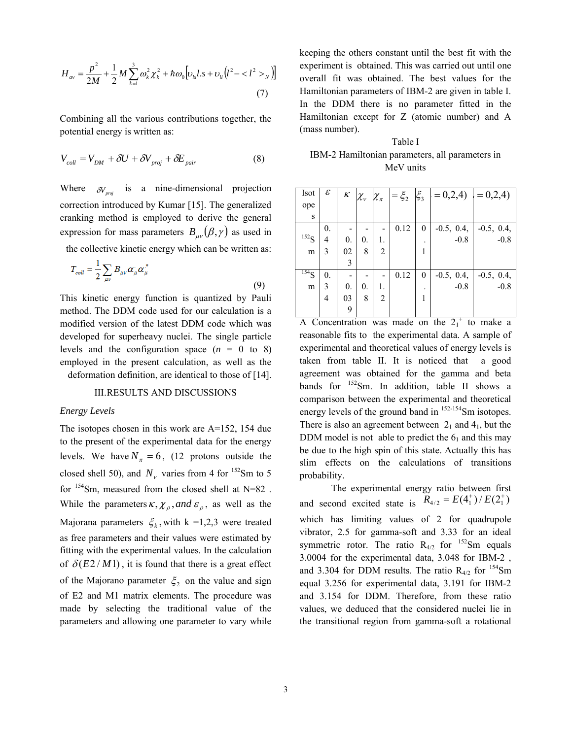$$H_{av} = \frac{p^2}{2M} + \frac{1}{2}M\sum_{k=1}^{3}\omega_k^2\chi_k^2 + \hbar\omega_0\left[\upsilon_{ls}l.s + \upsilon_{ll}\left(l^2 - <l^2>_N\right)\right] \tag{7}$$

Combining all the various contributions together, the potential energy is written as:

$$V_{coll} = V_{DM} + \delta U + \delta V_{proj} + \delta E_{pair} \tag{8}$$

Where $\delta V_{proj}$ is a nine-dimensional projection correction introduced by Kumar [15]. The generalized cranking method is employed to derive the general expression for mass parameters $B_{\mu\nu}(\beta,\gamma)$ as used in the collective kinetic energy which can be written as:

$$T_{coll} = \frac{1}{2}\sum_{\mu\nu} B_{\mu\nu}\alpha_\mu^{\cdot}\alpha_\mu^{*} \tag{9}$$

This kinetic energy function is quantized by Pauli method. The DDM code used for our calculation is a modified version of the latest DDM code which was developed for superheavy nuclei. The single particle levels and the configuration space ($n$ = 0 to 8) employed in the present calculation, as well as the deformation definition, are identical to those of [14].

## III. RESULTS AND DISCUSSIONS

*Energy Levels*

The isotopes chosen in this work are A=152, 154 due to the present of the experimental data for the energy levels. We have $N_\pi = 6$, (12 protons outside the closed shell 50), and $N_\nu$ varies from 4 for $^{152}$Sm to 5 for $^{154}$Sm, measured from the closed shell at N=82 . While the parameters $\kappa, \chi_\rho, and\ \varepsilon_\rho$, as well as the Majorana parameters $\xi_k$, with k =1,2,3 were treated as free parameters and their values were estimated by fitting with the experimental values. In the calculation of $\delta(E2/M1)$, it is found that there is a great effect of the Majorano parameter $\xi_2$ on the value and sign of E2 and M1 matrix elements. The procedure was made by selecting the traditional value of the parameters and allowing one parameter to vary while keeping the others constant until the best fit with the experiment is obtained. This was carried out until one overall fit was obtained. The best values for the Hamiltonian parameters of IBM-2 are given in table I. In the DDM there is no parameter fitted in the Hamiltonian except for Z (atomic number) and A (mass number).

Table I
IBM-2 Hamiltonian parameters, all parameters in MeV units

| Isotopes | $\varepsilon$ | $\kappa$ | $\chi_\nu$ | $\chi_\pi$ | $= \xi_2$ | $\xi_3$ | $= 0,2,4)$ | $= 0,2,4)$ |
|---|---|---|---|---|---|---|---|---|
| $^{152}$Sm | 0.43 | -0.023 | -0.8 | -1.2 | 0.12 | 0.1 | -0.5, 0.4, -0.8 | -0.5, 0.4, -0.8 |
| $^{154}$Sm | 0.34 | -0.039 | -0.8 | -1.2 | 0.12 | 0.1 | -0.5, 0.4, -0.8 | -0.5, 0.4, -0.8 |

A Concentration was made on the $2_1^+$ to make a reasonable fits to the experimental data. A sample of experimental and theoretical values of energy levels is taken from table II. It is noticed that a good agreement was obtained for the gamma and beta bands for $^{152}$Sm. In addition, table II shows a comparison between the experimental and theoretical energy levels of the ground band in $^{152-154}$Sm isotopes. There is also an agreement between $2_1$ and $4_1$, but the DDM model is not able to predict the $6_1$ and this may be due to the high spin of this state. Actually this has slim effects on the calculations of transitions probability.

The experimental energy ratio between first and second excited state is $R_{4/2} = E(4_1^+)/E(2_1^+)$ which has limiting values of 2 for quadrupole vibrator, 2.5 for gamma-soft and 3.33 for an ideal symmetric rotor. The ratio $R_{4/2}$ for $^{152}$Sm equals 3.0004 for the experimental data, 3.048 for IBM-2 , and 3.304 for DDM results. The ratio $R_{4/2}$ for $^{154}$Sm equal 3.256 for experimental data, 3.191 for IBM-2 and 3.154 for DDM. Therefore, from these ratio values, we deduced that the considered nuclei lie in the transitional region from gamma-soft a rotational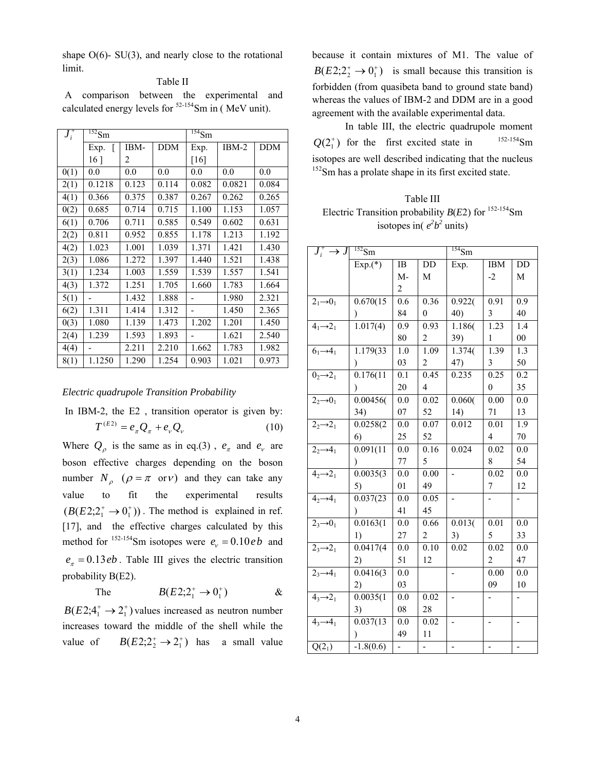shape O(6)- SU(3), and nearly close to the rotational limit.

Table II

A comparison between the experimental and calculated energy levels for [52-154]Sm in ( MeV unit).

| $J_i^+$ | $^{152}$Sm | | | $^{154}$Sm | | |
|---|---|---|---|---|---|---|
| | Exp. [ 16 ] | IBM-2 | DDM | Exp. [16] | IBM-2 | DDM |
| 0(1) | 0.0 | 0.0 | 0.0 | 0.0 | 0.0 | 0.0 |
| 2(1) | 0.1218 | 0.123 | 0.114 | 0.082 | 0.0821 | 0.084 |
| 4(1) | 0.366 | 0.375 | 0.387 | 0.267 | 0.262 | 0.265 |
| 0(2) | 0.685 | 0.714 | 0.715 | 1.100 | 1.153 | 1.057 |
| 6(1) | 0.706 | 0.711 | 0.585 | 0.549 | 0.602 | 0.631 |
| 2(2) | 0.811 | 0.952 | 0.855 | 1.178 | 1.213 | 1.192 |
| 4(2) | 1.023 | 1.001 | 1.039 | 1.371 | 1.421 | 1.430 |
| 2(3) | 1.086 | 1.272 | 1.397 | 1.440 | 1.521 | 1.438 |
| 3(1) | 1.234 | 1.003 | 1.559 | 1.539 | 1.557 | 1.541 |
| 4(3) | 1.372 | 1.251 | 1.705 | 1.660 | 1.783 | 1.664 |
| 5(1) | - | 1.432 | 1.888 | - | 1.980 | 2.321 |
| 6(2) | 1.311 | 1.414 | 1.312 | - | 1.450 | 2.365 |
| 0(3) | 1.080 | 1.139 | 1.473 | 1.202 | 1.201 | 1.450 |
| 2(4) | 1.239 | 1.593 | 1.893 | - | 1.621 | 2.540 |
| 4(4) | - | 2.211 | 2.210 | 1.662 | 1.783 | 1.982 |
| 8(1) | 1.1250 | 1.290 | 1.254 | 0.903 | 1.021 | 0.973 |

*Electric quadrupole Transition Probability*

In IBM-2, the E2 , transition operator is given by:

$$T^{(E2)} = e_\pi Q_\pi + e_\nu Q_\nu \tag{10}$$

Where $Q_\rho$ is the same as in eq.(3) , $e_\pi$ and $e_\nu$ are boson effective charges depending on the boson number $N_\rho$ $(\rho = \pi \text{ or } \nu)$ and they can take any value to fit the experimental results $(B(E2;2_1^+ \to 0_1^+))$. The method is explained in ref. [17], and the effective charges calculated by this method for [152-154]Sm isotopes were $e_\nu = 0.10\,eb$ and $e_\pi = 0.13\,eb$. Table III gives the electric transition probability B(E2).

The $B(E2;2_1^+ \to 0_1^+)$ & $B(E2;4_1^+ \to 2_1^+)$ values increased as neutron number increases toward the middle of the shell while the value of $B(E2;2_2^+ \to 2_1^+)$ has a small value because it contain mixtures of M1. The value of $B(E2;2_2^+ \to 0_1^+)$ is small because this transition is forbidden (from quasibeta band to ground state band) whereas the values of IBM-2 and DDM are in a good agreement with the available experimental data.

In table III, the electric quadrupole moment $Q(2_1^+)$ for the first excited state in [152-154]Sm isotopes are well described indicating that the nucleus $^{152}$Sm has a prolate shape in its first excited state.

Table III

Electric Transition probability $B(E2)$ for [152-154]Sm isotopes in( $e^2b^2$ units)

| $J_i^+ \to J$ | $^{152}$Sm | | | $^{154}$Sm | | |
|---|---|---|---|---|---|---|
| | Exp.(*) | IBM-2 | DDM | Exp. | IBM-2 | DDM |
| $2_1 \to 0_1$ | 0.670(15) | 0.684 | 0.360 | 0.922(40) | 0.913 | 0.940 |
| $4_1 \to 2_1$ | 1.017(4) | 0.980 | 0.932 | 1.186(39) | 1.231 | 1.400 |
| $6_1 \to 4_1$ | 1.179(33) | 1.003 | 1.092 | 1.374(47) | 1.393 | 1.350 |
| $0_2 \to 2_1$ | 0.176(11) | 0.120 | 0.454 | 0.235 | 0.250 | 0.235 |
| $2_2 \to 0_1$ | 0.00456(34) | 0.007 | 0.0252 | 0.060(14) | 0.0071 | 0.013 |
| $2_2 \to 2_1$ | 0.0258(26) | 0.025 | 0.0752 | 0.012 | 0.014 | 1.970 |
| $2_2 \to 4_1$ | 0.091(11) | 0.077 | 0.165 | 0.024 | 0.028 | 0.054 |
| $4_2 \to 2_1$ | 0.0035(35) | 0.001 | 0.0049 | - | 0.027 | 0.012 |
| $4_2 \to 4_1$ | 0.037(23) | 0.041 | 0.0545 | - | - | - |
| $2_3 \to 0_1$ | 0.0163(11) | 0.027 | 0.662 | 0.013(3) | 0.015 | 0.033 |
| $2_3 \to 2_1$ | 0.0417(42) | 0.051 | 0.1012 | 0.02 | 0.022 | 0.047 |
| $2_3 \to 4_1$ | 0.0416(32) | 0.003 | | - | 0.0009 | 0.010 |
| $4_3 \to 2_1$ | 0.0035(13) | 0.008 | 0.0228 | - | - | - |
| $4_3 \to 4_1$ | 0.037(13) | 0.049 | 0.0211 | - | - | - |
| $Q(2_1)$ | -1.8(0.6) | - | - | - | - | - |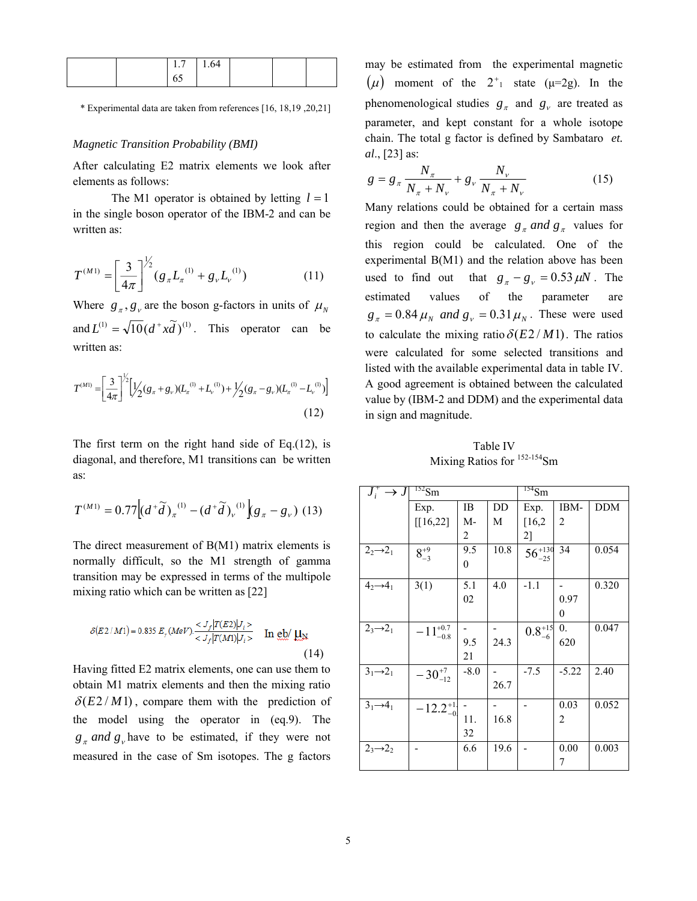|  |  | 1.765 | 1.64 |  |  |  |
|---|---|---|---|---|---|---|

\* Experimental data are taken from references [16, 18,19 ,20,21]

*Magnetic Transition Probability (BMI)*

After calculating E2 matrix elements we look after elements as follows:

The M1 operator is obtained by letting $l = 1$ in the single boson operator of the IBM-2 and can be written as:

$$T^{(M1)} = \left[\frac{3}{4\pi}\right]^{1/2} (g_\pi L_\pi^{(1)} + g_\nu L_\nu^{(1)}) \qquad (11)$$

Where $g_\pi, g_\nu$ are the boson g-factors in units of $\mu_N$ and $L^{(1)} = \sqrt{10}(d^+ x\tilde{d})^{(1)}$. This operator can be written as:

$$T^{(M1)} = \left[\frac{3}{4\pi}\right]^{1/2} \left[\tfrac{1}{2}(g_\pi + g_\nu)(L_\pi^{(1)} + L_\nu^{(1)}) + \tfrac{1}{2}(g_\pi - g_\nu)(L_\pi^{(1)} - L_\nu^{(1)})\right] \qquad (12)$$

The first term on the right hand side of Eq.(12), is diagonal, and therefore, M1 transitions can be written as:

$$T^{(M1)} = 0.77\left[(d^+\tilde{d})_\pi^{(1)} - (d^+\tilde{d})_\nu^{(1)}\right](g_\pi - g_\nu) \quad (13)$$

The direct measurement of B(M1) matrix elements is normally difficult, so the M1 strength of gamma transition may be expressed in terms of the multipole mixing ratio which can be written as [22]

$$\delta(E2/M1) = 0.835\, E_\gamma(MeV) \cdot \frac{< J_f \| T(E2) \| J_i >}{< J_f \| T(M1) \| J_i >} \quad \text{In eb}/\mu_N \qquad (14)$$

Having fitted E2 matrix elements, one can use them to obtain M1 matrix elements and then the mixing ratio $\delta(E2/M1)$, compare them with the prediction of the model using the operator in (eq.9). The $g_\pi$ *and* $g_\nu$ have to be estimated, if they were not measured in the case of Sm isotopes. The g factors may be estimated from the experimental magnetic $(\mu)$ moment of the $2^+_1$ state (μ=2g). In the phenomenological studies $g_\pi$ and $g_\nu$ are treated as parameter, and kept constant for a whole isotope chain. The total g factor is defined by Sambataro *et. al*., [23] as:

$$g = g_\pi \frac{N_\pi}{N_\pi + N_\nu} + g_\nu \frac{N_\nu}{N_\pi + N_\nu} \qquad (15)$$

Many relations could be obtained for a certain mass region and then the average $g_\pi$ *and* $g_\pi$ values for this region could be calculated. One of the experimental B(M1) and the relation above has been used to find out that $g_\pi - g_\nu = 0.53\,\mu N$. The estimated values of the parameter are $g_\pi = 0.84\,\mu_N$ *and* $g_\nu = 0.31\,\mu_N$. These were used to calculate the mixing ratio $\delta(E2/M1)$. The ratios were calculated for some selected transitions and listed with the available experimental data in table IV. A good agreement is obtained between the calculated value by (IBM-2 and DDM) and the experimental data in sign and magnitude.

Table IV
Mixing Ratios for [152-154]Sm

| $J_i^+ \rightarrow J$ | [152]Sm | | | [154]Sm | | |
|---|---|---|---|---|---|---|
| | Exp. [[16,22] | IBM-2 | DDM | Exp. [16,22] | IBM-2 | DDM |
| $2_2 \rightarrow 2_1$ | $8^{+9}_{-3}$ | 9.50 | 10.8 | $56^{+130}_{-25}$ | 34 | 0.054 |
| $4_2 \rightarrow 4_1$ | 3(1) | 5.102 | 4.0 | -1.1 | -0.970 | 0.320 |
| $2_3 \rightarrow 2_1$ | $-11^{+0.7}_{-0.8}$ | -9.521 | -24.3 | $0.8^{+15}_{-6}$ | 0.620 | 0.047 |
| $3_1 \rightarrow 2_1$ | $-30^{+7}_{-12}$ | -8.0 | -26.7 | -7.5 | -5.22 | 2.40 |
| $3_1 \rightarrow 4_1$ | $-12.2^{+1}_{-0}$ | -11.32 | -16.8 | - | 0.032 | 0.052 |
| $2_3 \rightarrow 2_2$ | - | 6.6 | 19.6 | - | 0.007 | 0.003 |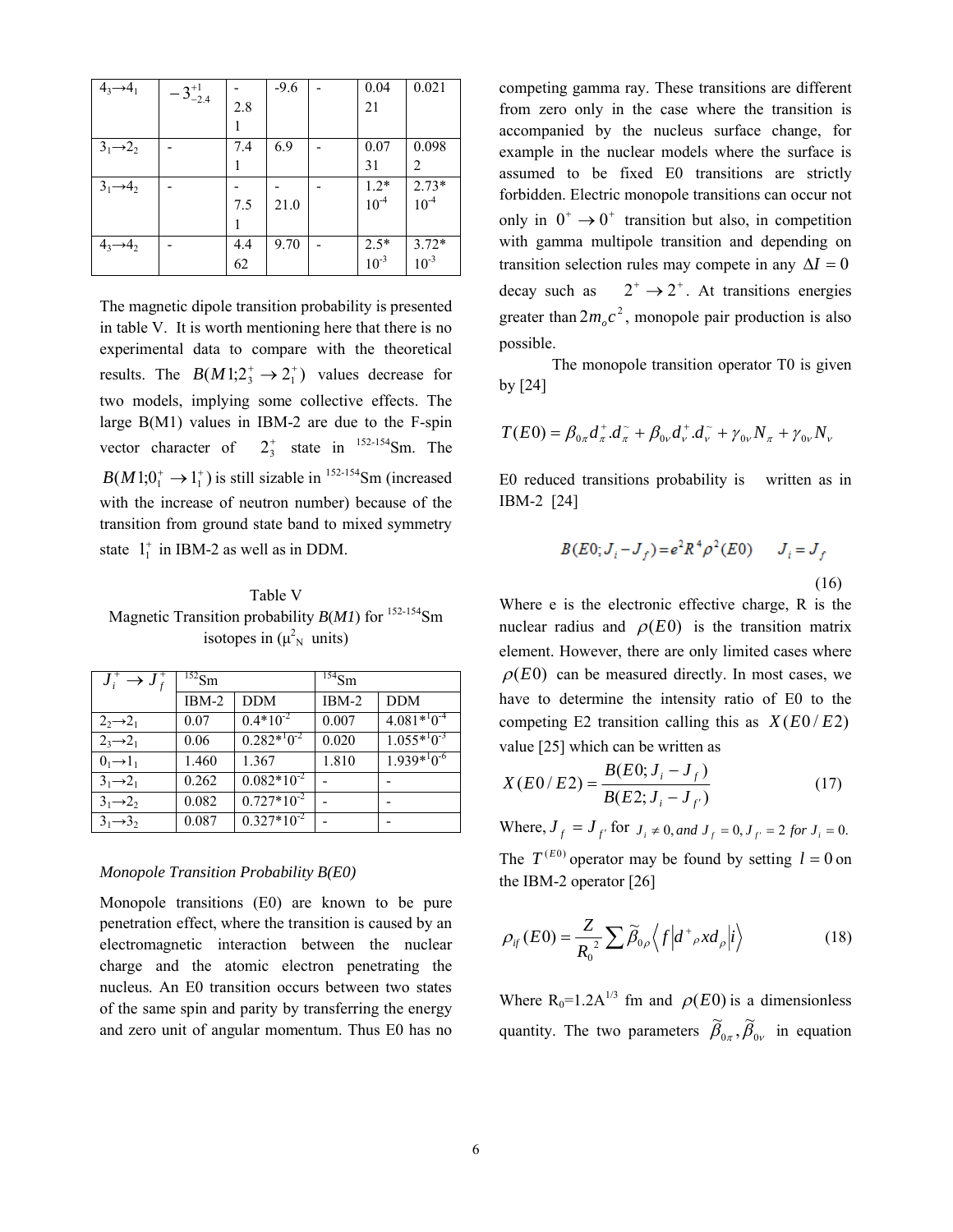| | | | | | | |
|---|---|---|---|---|---|---|
| $4_3 \rightarrow 4_1$ | $-3^{+1}_{-2.4}$ | -2.81 | -9.6 | - | 0.0421 | 0.021 |
| $3_1 \rightarrow 2_2$ | - | 7.41 | 6.9 | - | 0.0731 | 0.0982 |
| $3_1 \rightarrow 4_2$ | - | -7.51 | -21.0 | - | $1.2*10^{-4}$ | $2.73*10^{-4}$ |
| $4_3 \rightarrow 4_2$ | - | 4.462 | 9.70 | - | $2.5*10^{-3}$ | $3.72*10^{-3}$ |

The magnetic dipole transition probability is presented in table V. It is worth mentioning here that there is no experimental data to compare with the theoretical results. The $B(M1;2_3^+ \rightarrow 2_1^+)$ values decrease for two models, implying some collective effects. The large B(M1) values in IBM-2 are due to the F-spin vector character of $2_3^+$ state in $^{152-154}$Sm. The $B(M1;0_1^+ \rightarrow 1_1^+)$ is still sizable in $^{152-154}$Sm (increased with the increase of neutron number) because of the transition from ground state band to mixed symmetry state $1_1^+$ in IBM-2 as well as in DDM.

Table V
Magnetic Transition probability *B*(*M1*) for $^{152-154}$Sm isotopes in ($\mu_N^2$ units)

| $J_i^+ \rightarrow J_f^+$ | $^{152}$Sm | | $^{154}$Sm | |
|---|---|---|---|---|
| | IBM-2 | DDM | IBM-2 | DDM |
| $2_2 \rightarrow 2_1$ | 0.07 | $0.4*10^{-2}$ | 0.007 | $4.081*10^{-4}$ |
| $2_3 \rightarrow 2_1$ | 0.06 | $0.282*10^{-2}$ | 0.020 | $1.055*10^{-3}$ |
| $0_1 \rightarrow 1_1$ | 1.460 | 1.367 | 1.810 | $1.939*10^{-6}$ |
| $3_1 \rightarrow 2_1$ | 0.262 | $0.082*10^{-2}$ | - | - |
| $3_1 \rightarrow 2_2$ | 0.082 | $0.727*10^{-2}$ | - | - |
| $3_1 \rightarrow 3_2$ | 0.087 | $0.327*10^{-2}$ | - | - |

*Monopole Transition Probability B(E0)*

Monopole transitions (E0) are known to be pure penetration effect, where the transition is caused by an electromagnetic interaction between the nuclear charge and the atomic electron penetrating the nucleus. An E0 transition occurs between two states of the same spin and parity by transferring the energy and zero unit of angular momentum. Thus E0 has no competing gamma ray. These transitions are different from zero only in the case where the transition is accompanied by the nucleus surface change, for example in the nuclear models where the surface is assumed to be fixed E0 transitions are strictly forbidden. Electric monopole transitions can occur not only in $0^+ \rightarrow 0^+$ transition but also, in competition with gamma multipole transition and depending on transition selection rules may compete in any $\Delta I = 0$ decay such as $2^+ \rightarrow 2^+$. At transitions energies greater than $2m_oc^2$, monopole pair production is also possible.

The monopole transition operator T0 is given by [24]

$$T(E0) = \beta_{0\pi} d_\pi^+ . d_\pi^\sim + \beta_{0\nu} d_\nu^+ . d_\nu^\sim + \gamma_{0\nu} N_\pi + \gamma_{0\nu} N_\nu$$

E0 reduced transitions probability is written as in IBM-2 [24]

$$B(E0; J_i - J_f) = e^2 R^4 \rho^2(E0) \qquad J_i = J_f \tag{16}$$

Where e is the electronic effective charge, R is the nuclear radius and $\rho(E0)$ is the transition matrix element. However, there are only limited cases where $\rho(E0)$ can be measured directly. In most cases, we have to determine the intensity ratio of E0 to the competing E2 transition calling this as $X(E0/E2)$ value [25] which can be written as

$$X(E0/E2) = \frac{B(E0; J_i - J_f)}{B(E2; J_i - J_{f'})} \tag{17}$$

Where, $J_f = J_{f'}$ for $J_i \neq 0, and\ J_f = 0, J_{f'} = 2\ for\ J_i = 0.$

The $T^{(E0)}$ operator may be found by setting $l = 0$ on the IBM-2 operator [26]

$$\rho_{if}(E0) = \frac{Z}{R_0^2} \sum \widetilde{\beta}_{0\rho} \left\langle f \left| d^+{}_\rho x d_\rho \right| i \right\rangle \tag{18}$$

Where $R_0$=$1.2A^{1/3}$ fm and $\rho(E0)$ is a dimensionless quantity. The two parameters $\widetilde{\beta}_{0\pi}, \widetilde{\beta}_{0\nu}$ in equation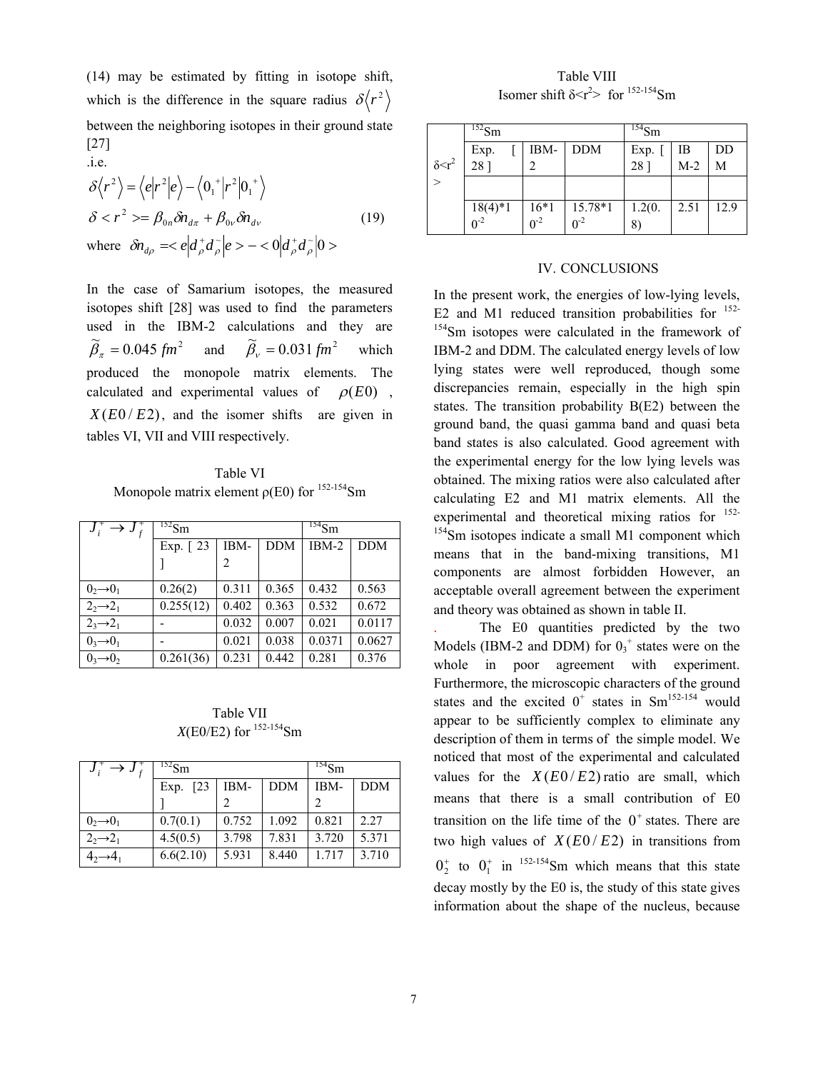(14) may be estimated by fitting in isotope shift, which is the difference in the square radius $\delta\langle r^2 \rangle$ between the neighboring isotopes in their ground state [27]

.i.e.

$$\delta\langle r^2 \rangle = \langle e|r^2|e\rangle - \langle 0_1^+|r^2|0_1^+\rangle$$

$$\delta < r^2 >= \beta_{0n}\delta n_{d\pi} + \beta_{0\nu}\delta n_{d\nu} \qquad (19)$$

where $\delta n_{d\rho} =< e|d_\rho^+ \tilde{d}_\rho|e > - < 0|d_\rho^+ \tilde{d}_\rho|0 >$

In the case of Samarium isotopes, the measured isotopes shift [28] was used to find the parameters used in the IBM-2 calculations and they are $\tilde{\beta}_\pi = 0.045\ fm^2$ and $\tilde{\beta}_\nu = 0.031\ fm^2$ which produced the monopole matrix elements. The calculated and experimental values of $\rho(E0)$, $X(E0/E2)$, and the isomer shifts are given in tables VI, VII and VIII respectively.

Table VI
Monopole matrix element ρ(E0) for [152-154]Sm

| $J_i^+ \rightarrow J_f^+$ | $^{152}$Sm | | | $^{154}$Sm | |
|---|---|---|---|---|---|
| | Exp. [ 23 ] | IBM-2 | DDM | IBM-2 | DDM |
| $0_2 \rightarrow 0_1$ | 0.26(2) | 0.311 | 0.365 | 0.432 | 0.563 |
| $2_2 \rightarrow 2_1$ | 0.255(12) | 0.402 | 0.363 | 0.532 | 0.672 |
| $2_3 \rightarrow 2_1$ | - | 0.032 | 0.007 | 0.021 | 0.0117 |
| $0_3 \rightarrow 0_1$ | - | 0.021 | 0.038 | 0.0371 | 0.0627 |
| $0_3 \rightarrow 0_2$ | 0.261(36) | 0.231 | 0.442 | 0.281 | 0.376 |

Table VII
*X*(E0/E2) for [152-154]Sm

| $J_i^+ \rightarrow J_f^+$ | $^{152}$Sm | | | $^{154}$Sm | |
|---|---|---|---|---|---|
| | Exp. [23 ] | IBM-2 | DDM | IBM-2 | DDM |
| $0_2 \rightarrow 0_1$ | 0.7(0.1) | 0.752 | 1.092 | 0.821 | 2.27 |
| $2_2 \rightarrow 2_1$ | 4.5(0.5) | 3.798 | 7.831 | 3.720 | 5.371 |
| $4_2 \rightarrow 4_1$ | 6.6(2.10) | 5.931 | 8.440 | 1.717 | 3.710 |

Table VIII
Isomer shift δ<r²> for [152-154]Sm

| | $^{152}$Sm | | | $^{154}$Sm | | |
|---|---|---|---|---|---|---|
| δ<r² > | Exp. [ 28 ] | IBM-2 | DDM | Exp. [ 28 ] | IBM-2 | DDM |
| | | | | | | |
| | 18(4)*10$^{-2}$ | 16*10$^{-2}$ | 15.78*10$^{-2}$ | 1.2(0.8) | 2.51 | 12.9 |

## IV. CONCLUSIONS

In the present work, the energies of low-lying levels, E2 and M1 reduced transition probabilities for [152-154]Sm isotopes were calculated in the framework of IBM-2 and DDM. The calculated energy levels of low lying states were well reproduced, though some discrepancies remain, especially in the high spin states. The transition probability B(E2) between the ground band, the quasi gamma band and quasi beta band states is also calculated. Good agreement with the experimental energy for the low lying levels was obtained. The mixing ratios were also calculated after calculating E2 and M1 matrix elements. All the experimental and theoretical mixing ratios for [152-154]Sm isotopes indicate a small M1 component which means that in the band-mixing transitions, M1 components are almost forbidden However, an acceptable overall agreement between the experiment and theory was obtained as shown in table II.

. The E0 quantities predicted by the two Models (IBM-2 and DDM) for $0_3^+$ states were on the whole in poor agreement with experiment. Furthermore, the microscopic characters of the ground states and the excited $0^+$ states in Sm[152-154] would appear to be sufficiently complex to eliminate any description of them in terms of the simple model. We noticed that most of the experimental and calculated values for the $X(E0/E2)$ ratio are small, which means that there is a small contribution of E0 transition on the life time of the $0^+$ states. There are two high values of $X(E0/E2)$ in transitions from $0_2^+$ to $0_1^+$ in [152-154]Sm which means that this state decay mostly by the E0 is, the study of this state gives information about the shape of the nucleus, because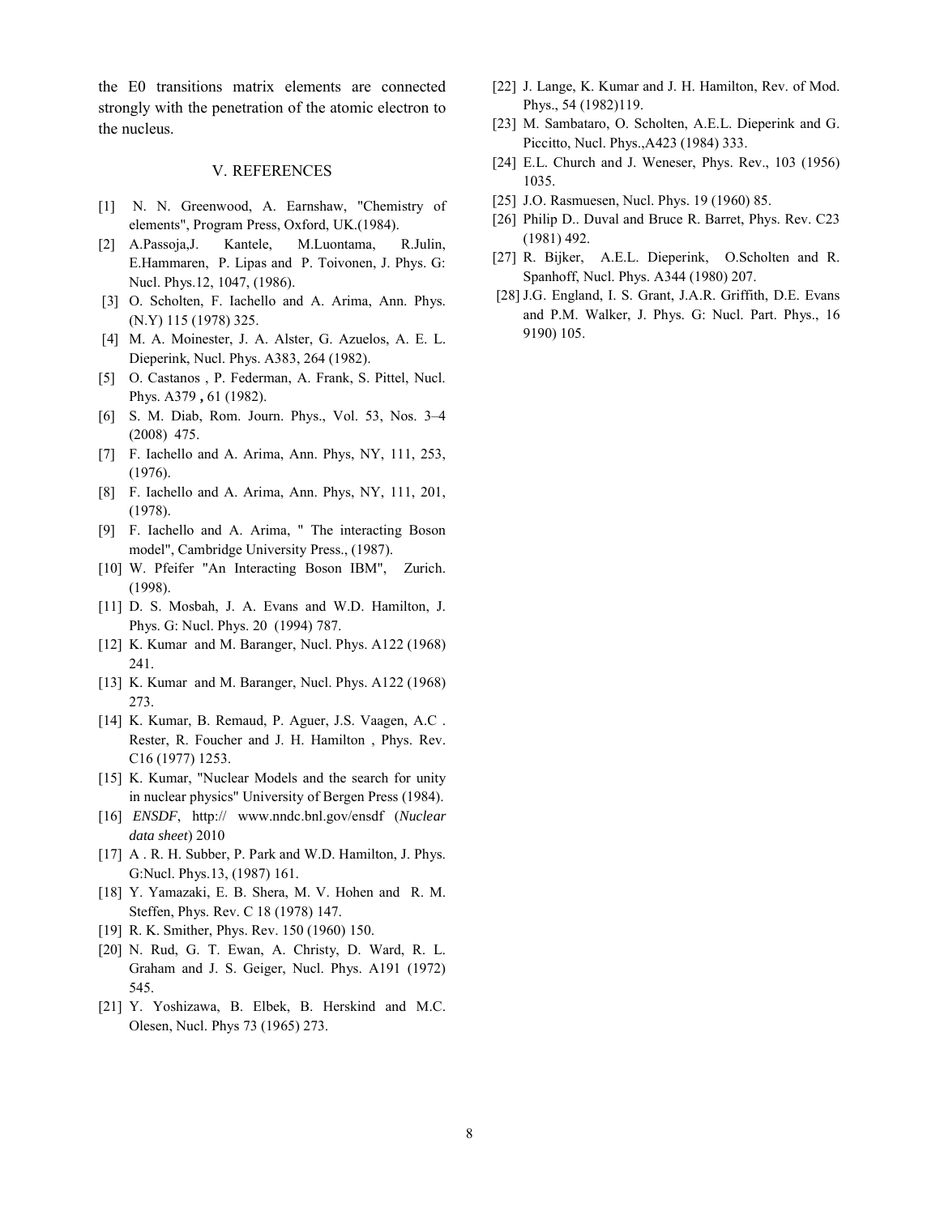the E0 transitions matrix elements are connected strongly with the penetration of the atomic electron to the nucleus.

## V. REFERENCES

[1] N. N. Greenwood, A. Earnshaw, "Chemistry of elements", Program Press, Oxford, UK.(1984).

[2] A.Passoja,J. Kantele, M.Luontama, R.Julin, E.Hammaren, P. Lipas and P. Toivonen, J. Phys. G: Nucl. Phys.12, 1047, (1986).

[3] O. Scholten, F. Iachello and A. Arima, Ann. Phys. (N.Y) 115 (1978) 325.

[4] M. A. Moinester, J. A. Alster, G. Azuelos, A. E. L. Dieperink, Nucl. Phys. A383, 264 (1982).

[5] O. Castanos , P. Federman, A. Frank, S. Pittel, Nucl. Phys. A379 **,** 61 (1982).

[6] S. M. Diab, Rom. Journ. Phys., Vol. 53, Nos. 3–4 (2008) 475.

[7] F. Iachello and A. Arima, Ann. Phys, NY, 111, 253, (1976).

[8] F. Iachello and A. Arima, Ann. Phys, NY, 111, 201, (1978).

[9] F. Iachello and A. Arima, " The interacting Boson model", Cambridge University Press., (1987).

[10] W. Pfeifer "An Interacting Boson IBM", Zurich. (1998).

[11] D. S. Mosbah, J. A. Evans and W.D. Hamilton, J. Phys. G: Nucl. Phys. 20 (1994) 787.

[12] K. Kumar and M. Baranger, Nucl. Phys. A122 (1968) 241.

[13] K. Kumar and M. Baranger, Nucl. Phys. A122 (1968) 273.

[14] K. Kumar, B. Remaud, P. Aguer, J.S. Vaagen, A.C . Rester, R. Foucher and J. H. Hamilton , Phys. Rev. C16 (1977) 1253.

[15] K. Kumar, "Nuclear Models and the search for unity in nuclear physics" University of Bergen Press (1984).

[16] *ENSDF*, http:// www.nndc.bnl.gov/ensdf (*Nuclear data sheet*) 2010

[17] A . R. H. Subber, P. Park and W.D. Hamilton, J. Phys. G:Nucl. Phys.13, (1987) 161.

[18] Y. Yamazaki, E. B. Shera, M. V. Hohen and R. M. Steffen, Phys. Rev. C 18 (1978) 147.

[19] R. K. Smither, Phys. Rev. 150 (1960) 150.

[20] N. Rud, G. T. Ewan, A. Christy, D. Ward, R. L. Graham and J. S. Geiger, Nucl. Phys. A191 (1972) 545.

[21] Y. Yoshizawa, B. Elbek, B. Herskind and M.C. Olesen, Nucl. Phys 73 (1965) 273.

[22] J. Lange, K. Kumar and J. H. Hamilton, Rev. of Mod. Phys., 54 (1982)119.

[23] M. Sambataro, O. Scholten, A.E.L. Dieperink and G. Piccitto, Nucl. Phys.,A423 (1984) 333.

[24] E.L. Church and J. Weneser, Phys. Rev., 103 (1956) 1035.

[25] J.O. Rasmuesen, Nucl. Phys. 19 (1960) 85.

[26] Philip D.. Duval and Bruce R. Barret, Phys. Rev. C23 (1981) 492.

[27] R. Bijker, A.E.L. Dieperink, O.Scholten and R. Spanhoff, Nucl. Phys. A344 (1980) 207.

[28] J.G. England, I. S. Grant, J.A.R. Griffith, D.E. Evans and P.M. Walker, J. Phys. G: Nucl. Part. Phys., 16 9190) 105.